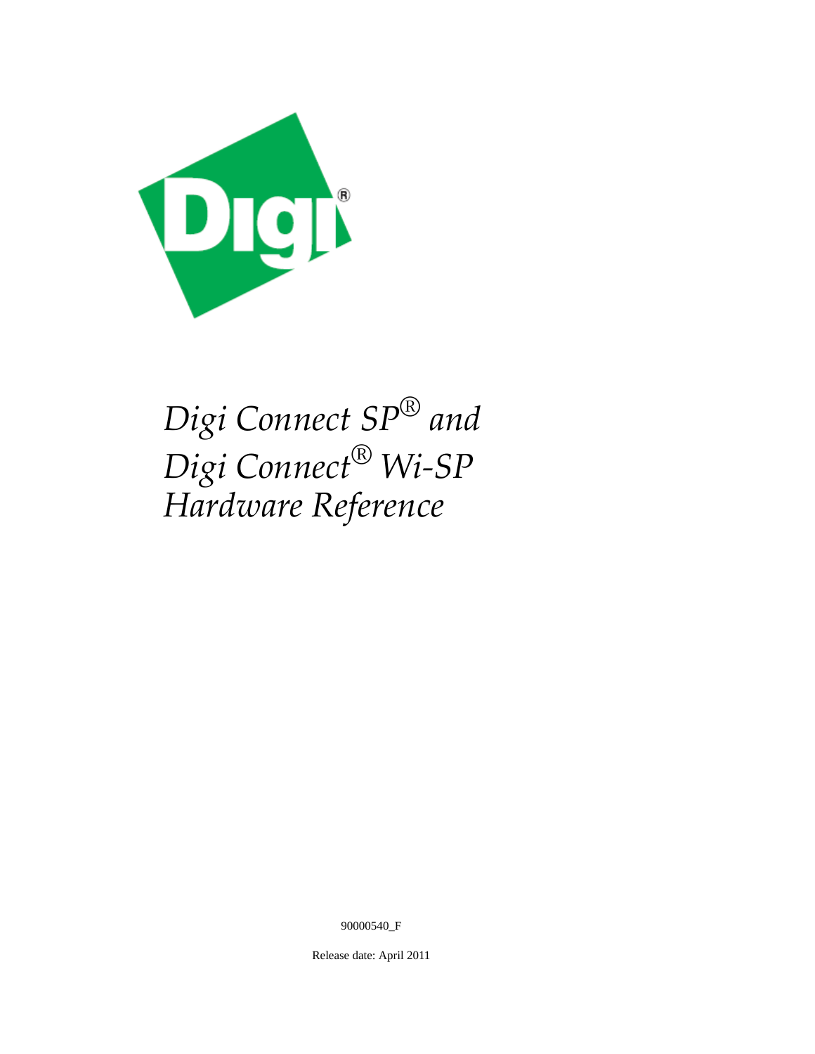# *Digi Connect SP® and Digi Connect® Wi-SP Hardware Reference*

90000540_F

Release date: April 2011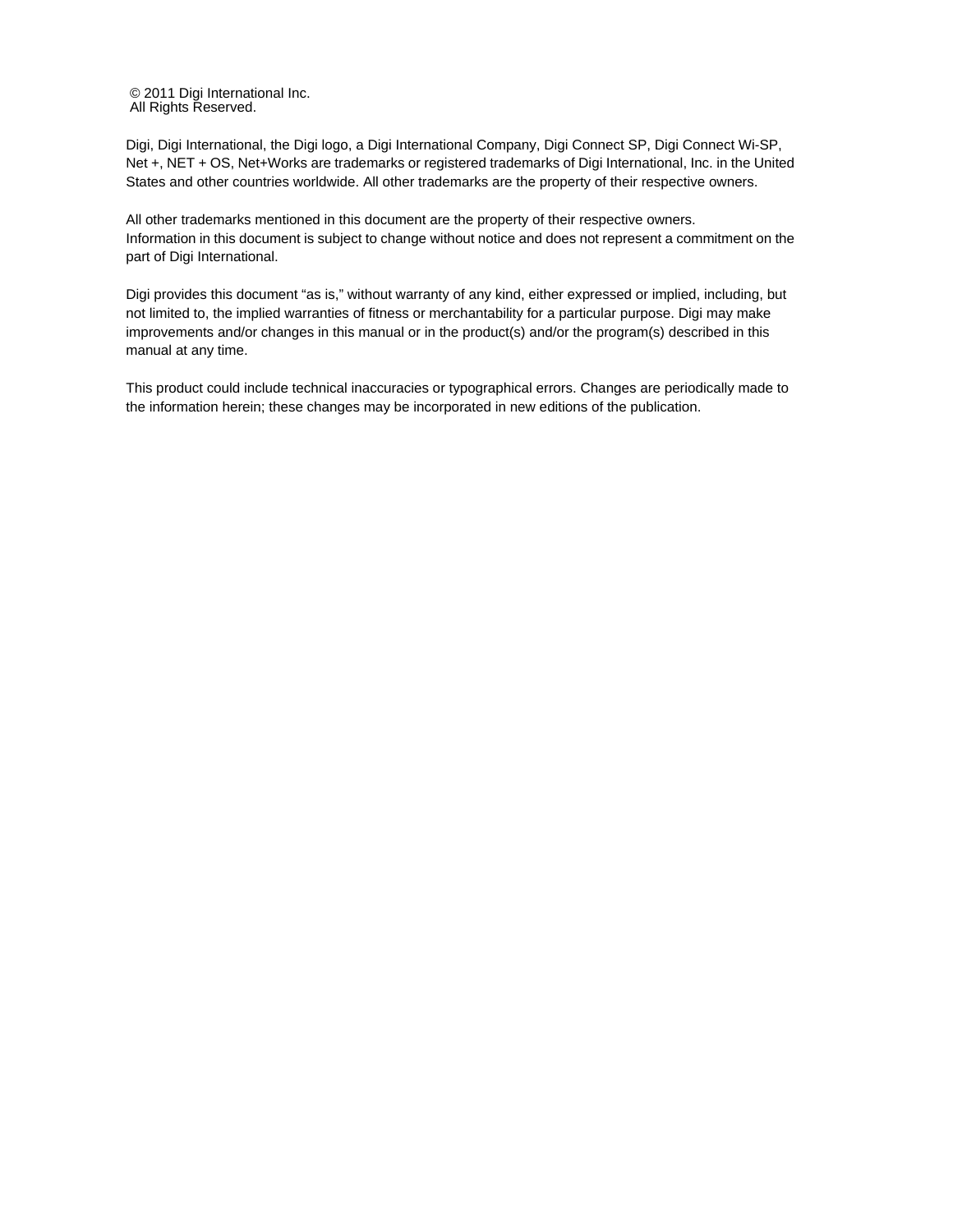© 2011 Digi International Inc.
All Rights Reserved.

Digi, Digi International, the Digi logo, a Digi International Company, Digi Connect SP, Digi Connect Wi-SP, Net +, NET + OS, Net+Works are trademarks or registered trademarks of Digi International, Inc. in the United States and other countries worldwide. All other trademarks are the property of their respective owners.

All other trademarks mentioned in this document are the property of their respective owners.
Information in this document is subject to change without notice and does not represent a commitment on the part of Digi International.

Digi provides this document "as is," without warranty of any kind, either expressed or implied, including, but not limited to, the implied warranties of fitness or merchantability for a particular purpose. Digi may make improvements and/or changes in this manual or in the product(s) and/or the program(s) described in this manual at any time.

This product could include technical inaccuracies or typographical errors. Changes are periodically made to the information herein; these changes may be incorporated in new editions of the publication.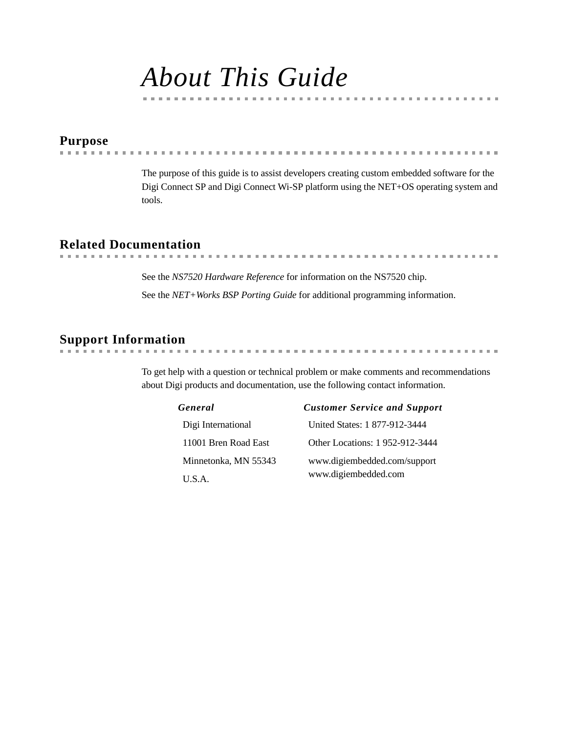# About This Guide

## Purpose

The purpose of this guide is to assist developers creating custom embedded software for the Digi Connect SP and Digi Connect Wi-SP platform using the NET+OS operating system and tools.

## Related Documentation

See the *NS7520 Hardware Reference* for information on the NS7520 chip.

See the *NET+Works BSP Porting Guide* for additional programming information.

## Support Information

To get help with a question or technical problem or make comments and recommendations about Digi products and documentation, use the following contact information.

| ***General*** | ***Customer Service and Support*** |
|---|---|
| Digi International | United States: 1 877-912-3444 |
| 11001 Bren Road East | Other Locations: 1 952-912-3444 |
| Minnetonka, MN 55343 | www.digiembedded.com/support<br>www.digiembedded.com |
| U.S.A. | |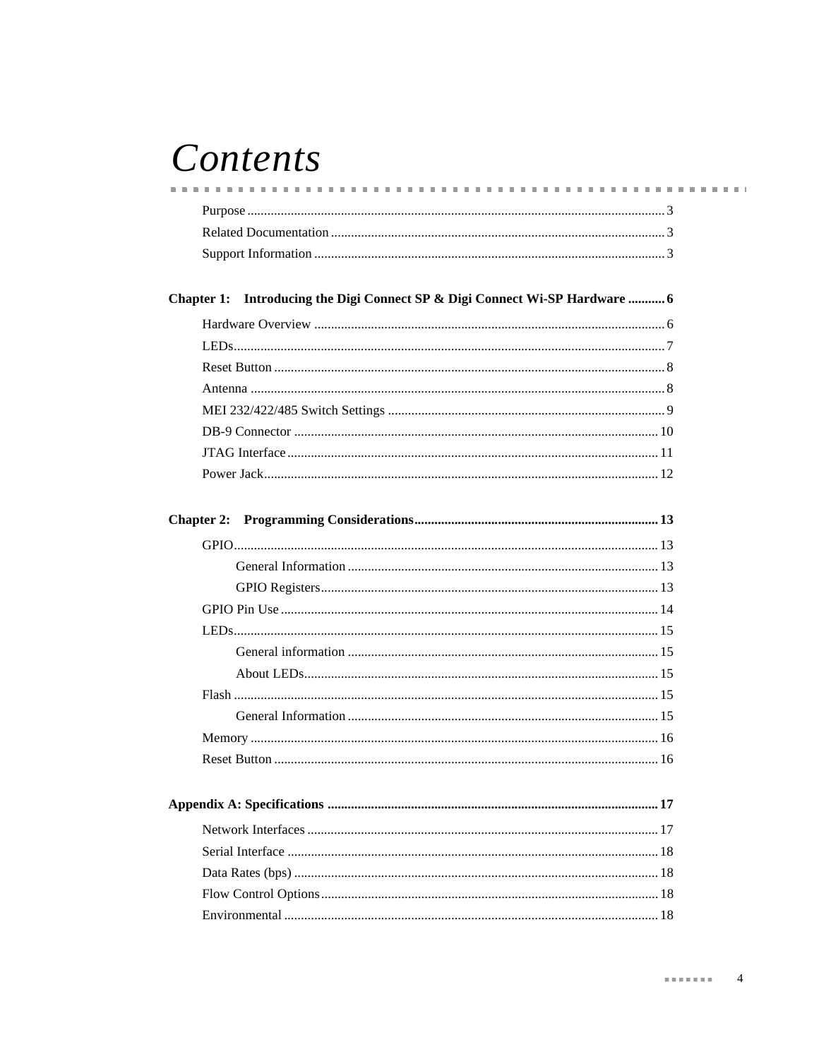# *Contents*

Purpose ........................................................................................................................ 3

Related Documentation ................................................................................................ 3

Support Information ..................................................................................................... 3

**Chapter 1: Introducing the Digi Connect SP & Digi Connect Wi-SP Hardware ........... 6**

Hardware Overview ...................................................................................................... 6

LEDs............................................................................................................................. 7

Reset Button ................................................................................................................. 8

Antenna ........................................................................................................................ 8

MEI 232/422/485 Switch Settings ................................................................................ 9

DB-9 Connector .......................................................................................................... 10

JTAG Interface ........................................................................................................... 11

Power Jack .................................................................................................................. 12

**Chapter 2: Programming Considerations......................................................................... 13**

GPIO........................................................................................................................... 13

- General Information ........................................................................................... 13
- GPIO Registers.................................................................................................... 13

GPIO Pin Use .............................................................................................................. 14

LEDs........................................................................................................................... 15

- General information ........................................................................................... 15
- About LEDs........................................................................................................ 15

Flash ........................................................................................................................... 15

- General Information ........................................................................................... 15

Memory ...................................................................................................................... 16

Reset Button ............................................................................................................... 16

**Appendix A: Specifications ................................................................................................. 17**

Network Interfaces ..................................................................................................... 17

Serial Interface ........................................................................................................... 18

Data Rates (bps) ......................................................................................................... 18

Flow Control Options ................................................................................................. 18

Environmental ............................................................................................................ 18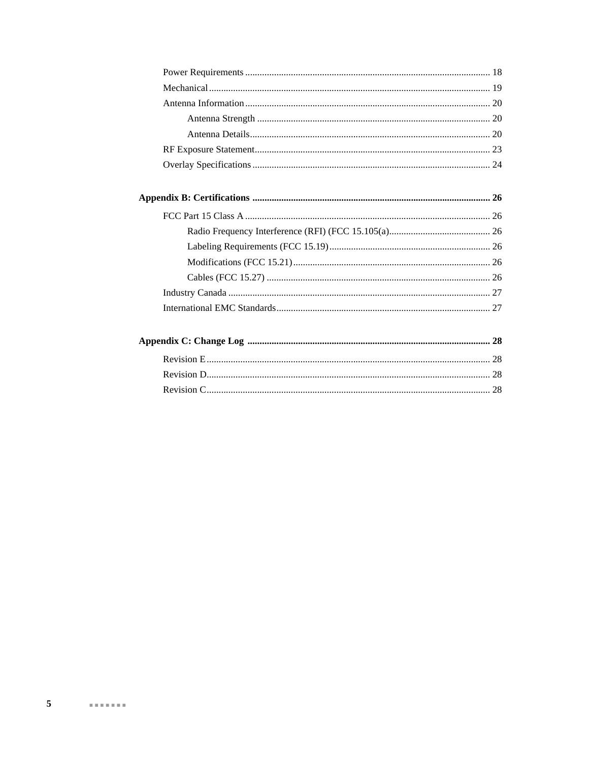Power Requirements ..................................................................................................... 18

Mechanical .................................................................................................................... 19

Antenna Information ..................................................................................................... 20

Antenna Strength ................................................................................................ 20

Antenna Details ................................................................................................... 20

RF Exposure Statement ................................................................................................. 23

Overlay Specifications .................................................................................................. 24

**Appendix B: Certifications .................................................................................................. 26**

FCC Part 15 Class A ..................................................................................................... 26

Radio Frequency Interference (RFI) (FCC 15.105(a) .......................................... 26

Labeling Requirements (FCC 15.19) ................................................................... 26

Modifications (FCC 15.21) ................................................................................. 26

Cables (FCC 15.27) ............................................................................................ 26

Industry Canada ............................................................................................................ 27

International EMC Standards ........................................................................................ 27

**Appendix C: Change Log .................................................................................................... 28**

Revision E ..................................................................................................................... 28

Revision D ..................................................................................................................... 28

Revision C ..................................................................................................................... 28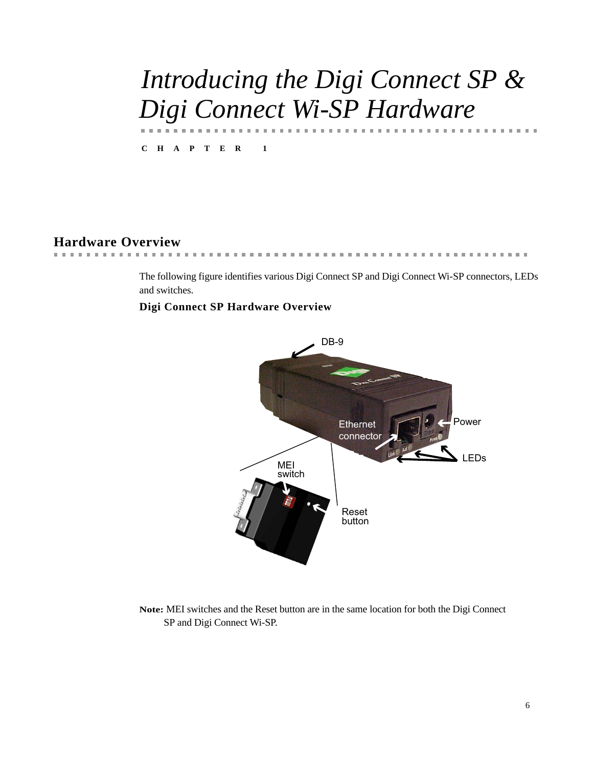# Introducing the Digi Connect SP & Digi Connect Wi-SP Hardware

CHAPTER 1

## Hardware Overview

The following figure identifies various Digi Connect SP and Digi Connect Wi-SP connectors, LEDs and switches.

**Digi Connect SP Hardware Overview**

**Note:** MEI switches and the Reset button are in the same location for both the Digi Connect SP and Digi Connect Wi-SP.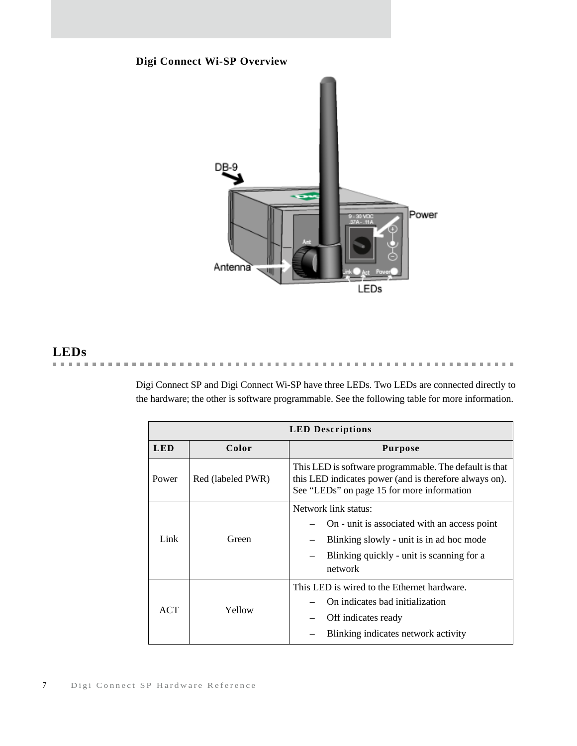**Digi Connect Wi-SP Overview**

## LEDs

Digi Connect SP and Digi Connect Wi-SP have three LEDs. Two LEDs are connected directly to the hardware; the other is software programmable. See the following table for more information.

| LED Descriptions | | |
|---|---|---|
| **LED** | **Color** | **Purpose** |
| Power | Red (labeled PWR) | This LED is software programmable. The default is that this LED indicates power (and is therefore always on). See “LEDs” on page 15 for more information |
| Link | Green | Network link status:<br>– On - unit is associated with an access point<br>– Blinking slowly - unit is in ad hoc mode<br>– Blinking quickly - unit is scanning for a network |
| ACT | Yellow | This LED is wired to the Ethernet hardware.<br>– On indicates bad initialization<br>– Off indicates ready<br>– Blinking indicates network activity |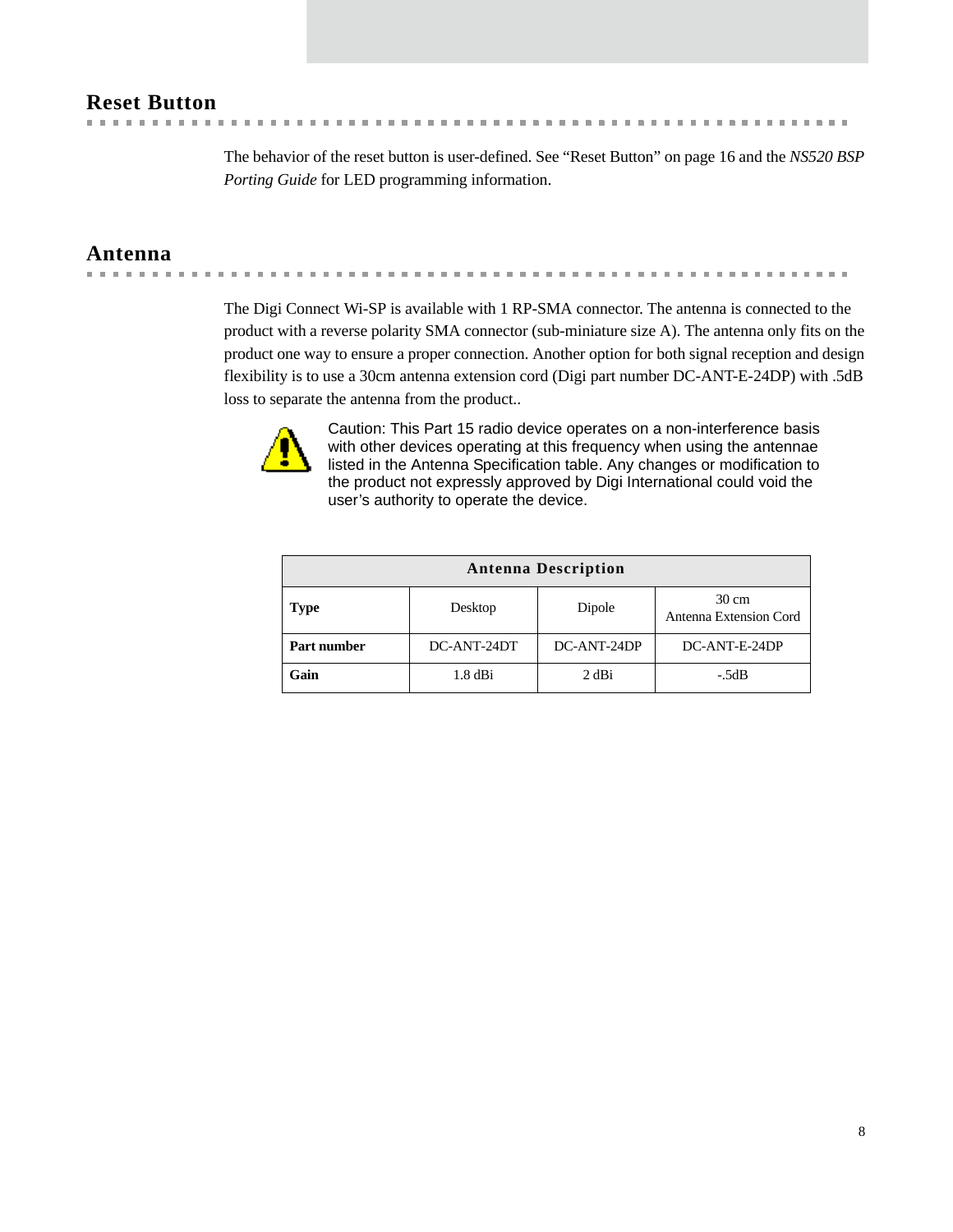## Reset Button

The behavior of the reset button is user-defined. See “Reset Button” on page 16 and the *NS520 BSP Porting Guide* for LED programming information.

## Antenna

The Digi Connect Wi-SP is available with 1 RP-SMA connector. The antenna is connected to the product with a reverse polarity SMA connector (sub-miniature size A). The antenna only fits on the product one way to ensure a proper connection. Another option for both signal reception and design flexibility is to use a 30cm antenna extension cord (Digi part number DC-ANT-E-24DP) with .5dB loss to separate the antenna from the product..

Caution: This Part 15 radio device operates on a non-interference basis with other devices operating at this frequency when using the antennae listed in the Antenna Specification table. Any changes or modification to the product not expressly approved by Digi International could void the user’s authority to operate the device.

| Antenna Description | | | |
|---|---|---|---|
| **Type** | Desktop | Dipole | 30 cm Antenna Extension Cord |
| **Part number** | DC-ANT-24DT | DC-ANT-24DP | DC-ANT-E-24DP |
| **Gain** | 1.8 dBi | 2 dBi | -.5dB |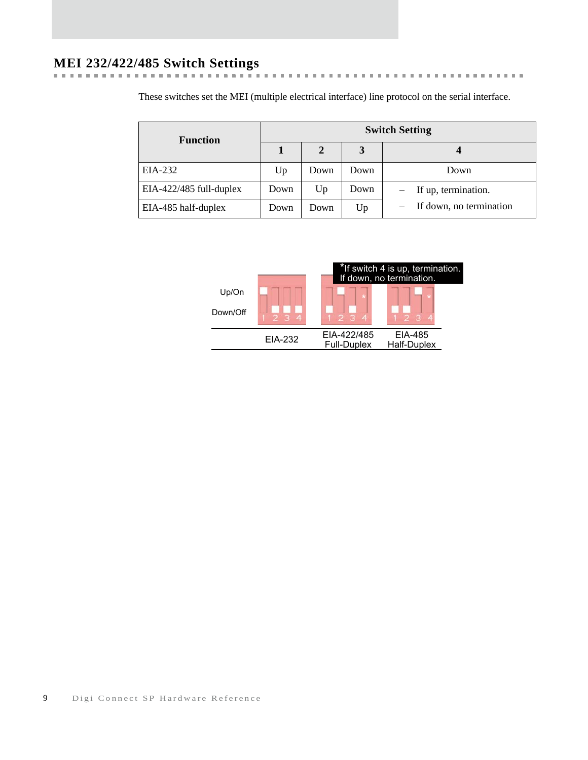## MEI 232/422/485 Switch Settings

These switches set the MEI (multiple electrical interface) line protocol on the serial interface.

| Function | Switch Setting | | | |
|---|---|---|---|---|
| | 1 | 2 | 3 | 4 |
| EIA-232 | Up | Down | Down | Down |
| EIA-422/485 full-duplex | Down | Up | Down | – If up, termination. – If down, no termination |
| EIA-485 half-duplex | Down | Down | Up | |

*If switch 4 is up, termination. If down, no termination.

Up/On

Down/Off

EIA-232 | EIA-422/485 Full-Duplex | EIA-485 Half-Duplex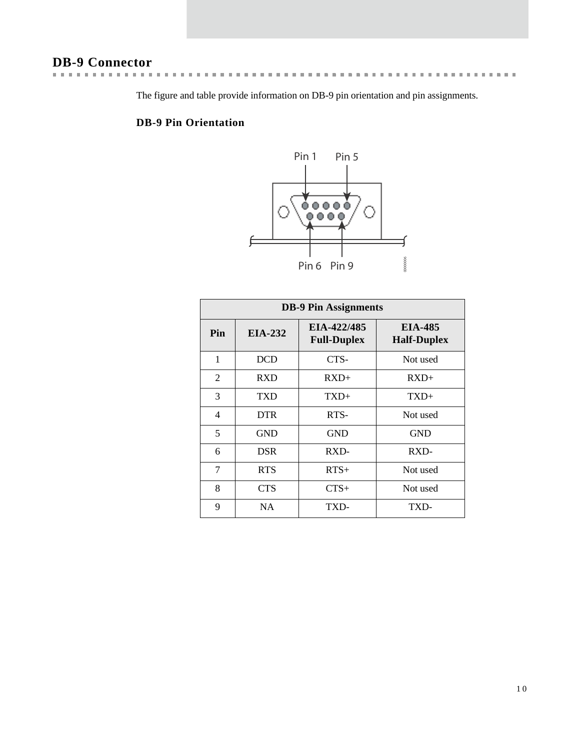## DB-9 Connector

The figure and table provide information on DB-9 pin orientation and pin assignments.

### DB-9 Pin Orientation

Pin 1 Pin 5

Pin 6 Pin 9

| DB-9 Pin Assignments | | | |
|---|---|---|---|
| **Pin** | **EIA-232** | **EIA-422/485 Full-Duplex** | **EIA-485 Half-Duplex** |
| 1 | DCD | CTS- | Not used |
| 2 | RXD | RXD+ | RXD+ |
| 3 | TXD | TXD+ | TXD+ |
| 4 | DTR | RTS- | Not used |
| 5 | GND | GND | GND |
| 6 | DSR | RXD- | RXD- |
| 7 | RTS | RTS+ | Not used |
| 8 | CTS | CTS+ | Not used |
| 9 | NA | TXD- | TXD- |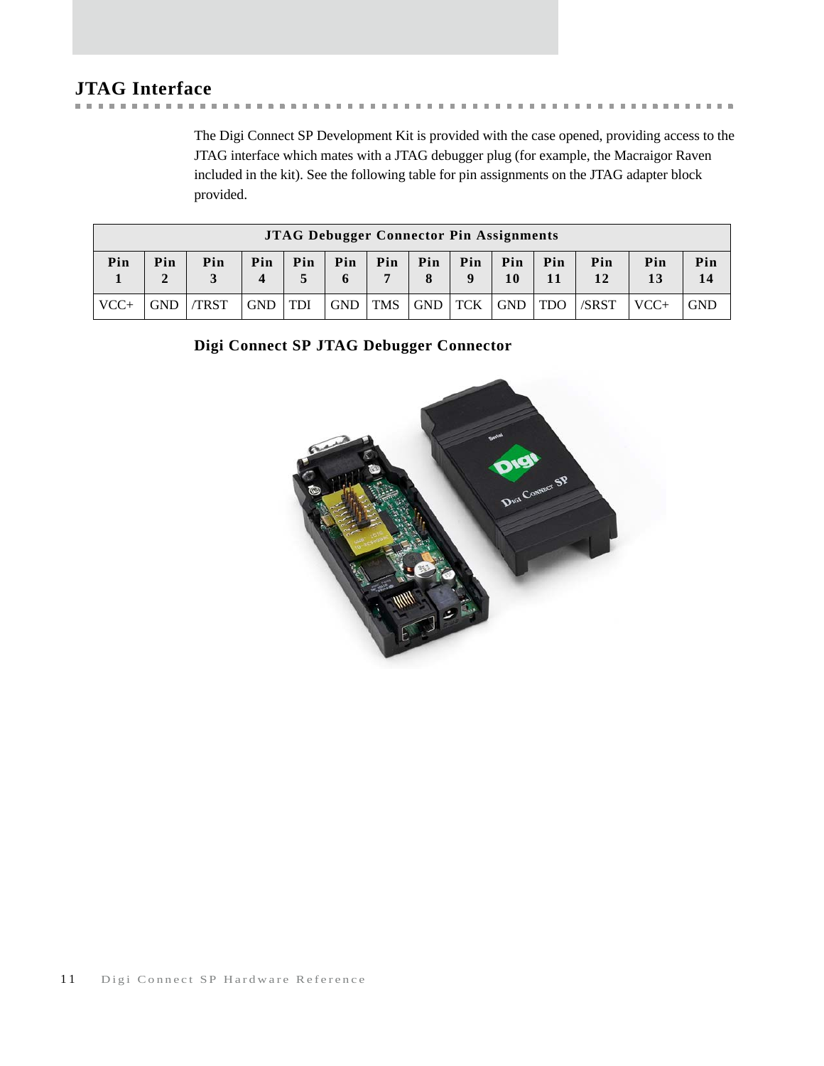## JTAG Interface

The Digi Connect SP Development Kit is provided with the case opened, providing access to the JTAG interface which mates with a JTAG debugger plug (for example, the Macraigor Raven included in the kit). See the following table for pin assignments on the JTAG adapter block provided.

| JTAG Debugger Connector Pin Assignments | | | | | | | | | | | | | |
|---|---|---|---|---|---|---|---|---|---|---|---|---|---|
| **Pin 1** | **Pin 2** | **Pin 3** | **Pin 4** | **Pin 5** | **Pin 6** | **Pin 7** | **Pin 8** | **Pin 9** | **Pin 10** | **Pin 11** | **Pin 12** | **Pin 13** | **Pin 14** |
| VCC+ | GND | /TRST | GND | TDI | GND | TMS | GND | TCK | GND | TDO | /SRST | VCC+ | GND |

**Digi Connect SP JTAG Debugger Connector**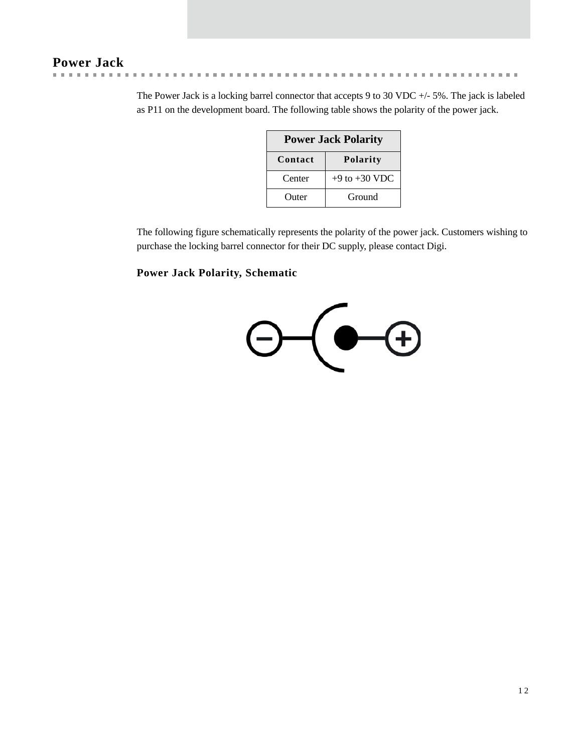## Power Jack

The Power Jack is a locking barrel connector that accepts 9 to 30 VDC +/- 5%. The jack is labeled as P11 on the development board. The following table shows the polarity of the power jack.

| Power Jack Polarity | |
|---|---|
| **Contact** | **Polarity** |
| Center | +9 to +30 VDC |
| Outer | Ground |

The following figure schematically represents the polarity of the power jack. Customers wishing to purchase the locking barrel connector for their DC supply, please contact Digi.

### Power Jack Polarity, Schematic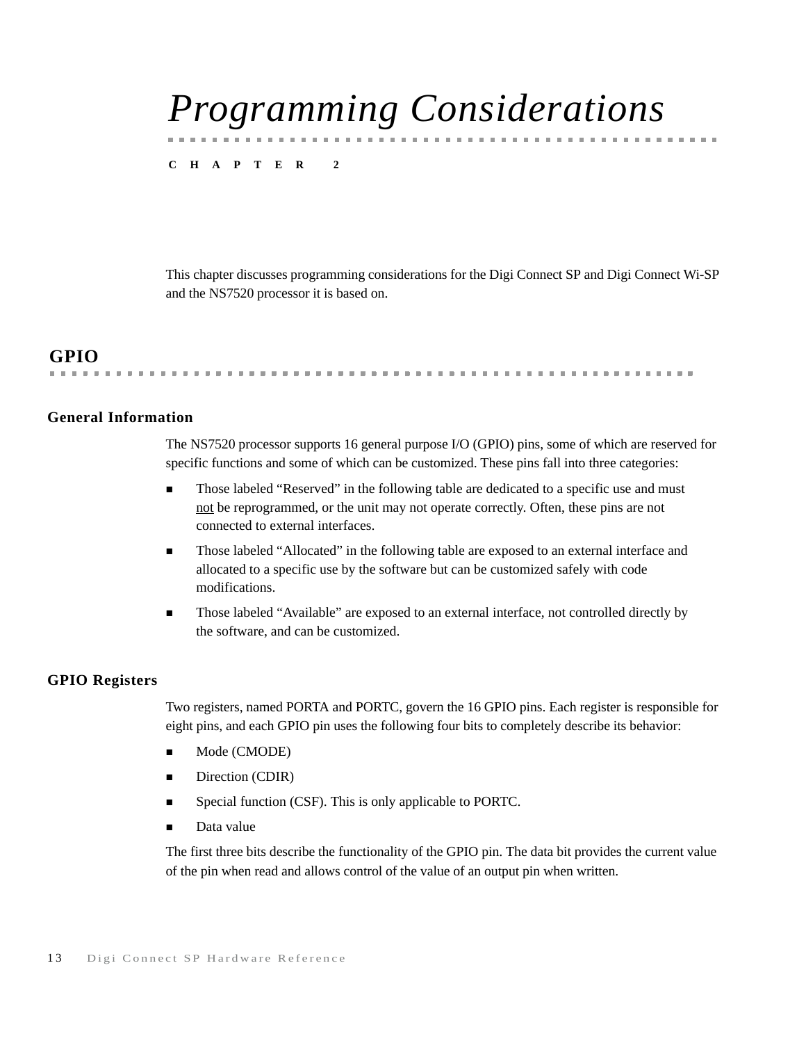# *Programming Considerations*

CHAPTER 2

This chapter discusses programming considerations for the Digi Connect SP and Digi Connect Wi-SP and the NS7520 processor it is based on.

## GPIO

### General Information

The NS7520 processor supports 16 general purpose I/O (GPIO) pins, some of which are reserved for specific functions and some of which can be customized. These pins fall into three categories:

- Those labeled “Reserved” in the following table are dedicated to a specific use and must not be reprogrammed, or the unit may not operate correctly. Often, these pins are not connected to external interfaces.
- Those labeled “Allocated” in the following table are exposed to an external interface and allocated to a specific use by the software but can be customized safely with code modifications.
- Those labeled “Available” are exposed to an external interface, not controlled directly by the software, and can be customized.

### GPIO Registers

Two registers, named PORTA and PORTC, govern the 16 GPIO pins. Each register is responsible for eight pins, and each GPIO pin uses the following four bits to completely describe its behavior:

- Mode (CMODE)
- Direction (CDIR)
- Special function (CSF). This is only applicable to PORTC.
- Data value

The first three bits describe the functionality of the GPIO pin. The data bit provides the current value of the pin when read and allows control of the value of an output pin when written.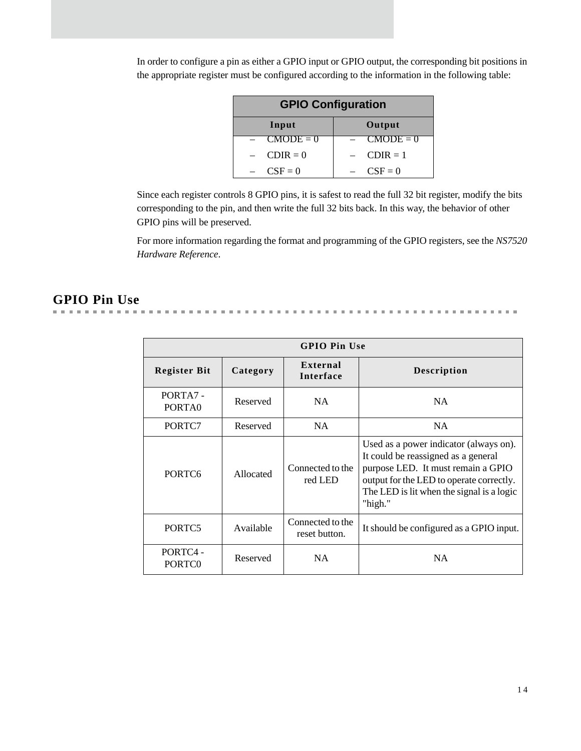In order to configure a pin as either a GPIO input or GPIO output, the corresponding bit positions in the appropriate register must be configured according to the information in the following table:

| GPIO Configuration | |
|---|---|
| **Input** | **Output** |
| – CMODE = 0 | – CMODE = 0 |
| – CDIR = 0 | – CDIR = 1 |
| – CSF = 0 | – CSF = 0 |

Since each register controls 8 GPIO pins, it is safest to read the full 32 bit register, modify the bits corresponding to the pin, and then write the full 32 bits back. In this way, the behavior of other GPIO pins will be preserved.

For more information regarding the format and programming of the GPIO registers, see the *NS7520 Hardware Reference*.

## GPIO Pin Use

| GPIO Pin Use | | | |
|---|---|---|---|
| **Register Bit** | **Category** | **External Interface** | **Description** |
| PORTA7 - PORTA0 | Reserved | NA | NA |
| PORTC7 | Reserved | NA | NA |
| PORTC6 | Allocated | Connected to the red LED | Used as a power indicator (always on). It could be reassigned as a general purpose LED. It must remain a GPIO output for the LED to operate correctly. The LED is lit when the signal is a logic "high." |
| PORTC5 | Available | Connected to the reset button. | It should be configured as a GPIO input. |
| PORTC4 - PORTC0 | Reserved | NA | NA |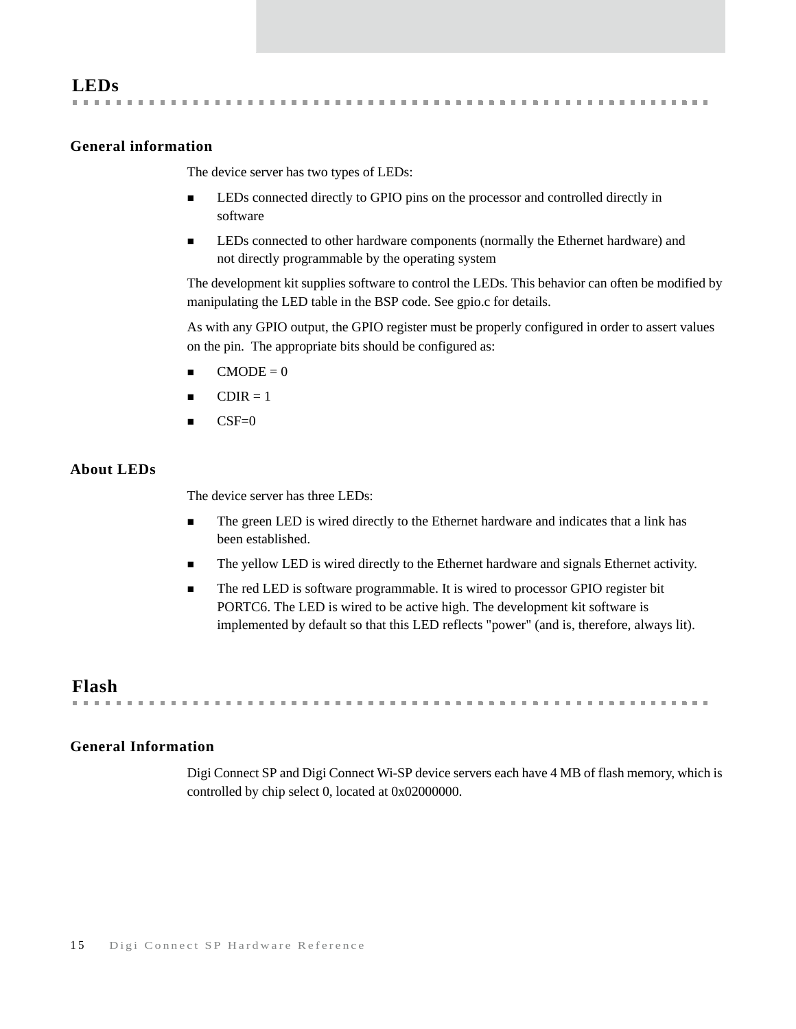# LEDs

## General information

The device server has two types of LEDs:

- LEDs connected directly to GPIO pins on the processor and controlled directly in software
- LEDs connected to other hardware components (normally the Ethernet hardware) and not directly programmable by the operating system

The development kit supplies software to control the LEDs. This behavior can often be modified by manipulating the LED table in the BSP code. See gpio.c for details.

As with any GPIO output, the GPIO register must be properly configured in order to assert values on the pin. The appropriate bits should be configured as:

- CMODE = 0
- CDIR = 1
- CSF=0

## About LEDs

The device server has three LEDs:

- The green LED is wired directly to the Ethernet hardware and indicates that a link has been established.
- The yellow LED is wired directly to the Ethernet hardware and signals Ethernet activity.
- The red LED is software programmable. It is wired to processor GPIO register bit PORTC6. The LED is wired to be active high. The development kit software is implemented by default so that this LED reflects "power" (and is, therefore, always lit).

# Flash

## General Information

Digi Connect SP and Digi Connect Wi-SP device servers each have 4 MB of flash memory, which is controlled by chip select 0, located at 0x02000000.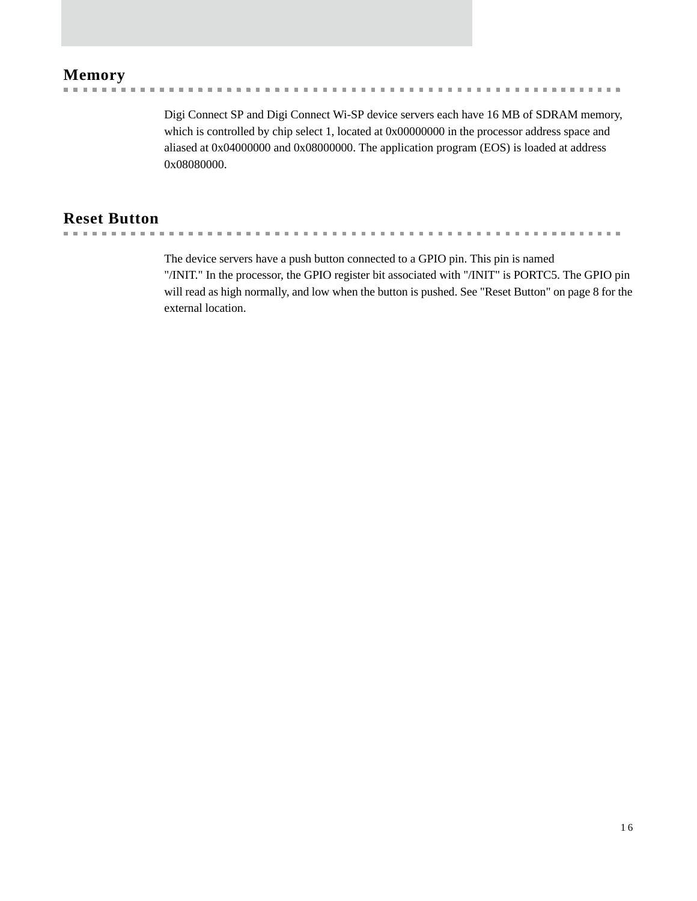## Memory

Digi Connect SP and Digi Connect Wi-SP device servers each have 16 MB of SDRAM memory, which is controlled by chip select 1, located at 0x00000000 in the processor address space and aliased at 0x04000000 and 0x08000000. The application program (EOS) is loaded at address 0x08080000.

## Reset Button

The device servers have a push button connected to a GPIO pin. This pin is named "/INIT." In the processor, the GPIO register bit associated with "/INIT" is PORTC5. The GPIO pin will read as high normally, and low when the button is pushed. See "Reset Button" on page 8 for the external location.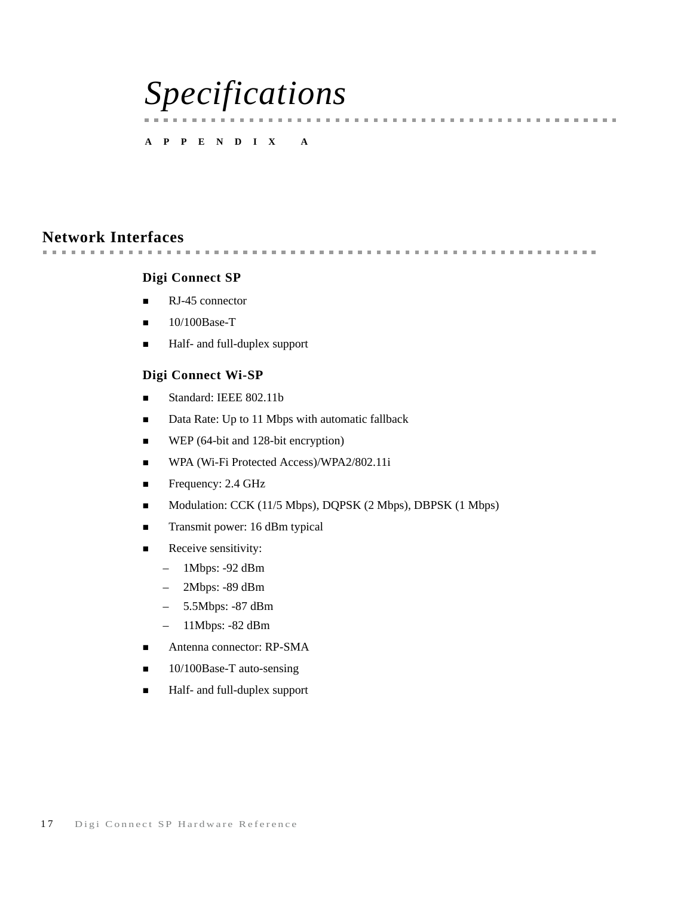# *Specifications*

APPENDIX A

## Network Interfaces

### Digi Connect SP

- RJ-45 connector
- 10/100Base-T
- Half- and full-duplex support

### Digi Connect Wi-SP

- Standard: IEEE 802.11b
- Data Rate: Up to 11 Mbps with automatic fallback
- WEP (64-bit and 128-bit encryption)
- WPA (Wi-Fi Protected Access)/WPA2/802.11i
- Frequency: 2.4 GHz
- Modulation: CCK (11/5 Mbps), DQPSK (2 Mbps), DBPSK (1 Mbps)
- Transmit power: 16 dBm typical
- Receive sensitivity:
  - 1Mbps: -92 dBm
  - 2Mbps: -89 dBm
  - 5.5Mbps: -87 dBm
  - 11Mbps: -82 dBm
- Antenna connector: RP-SMA
- 10/100Base-T auto-sensing
- Half- and full-duplex support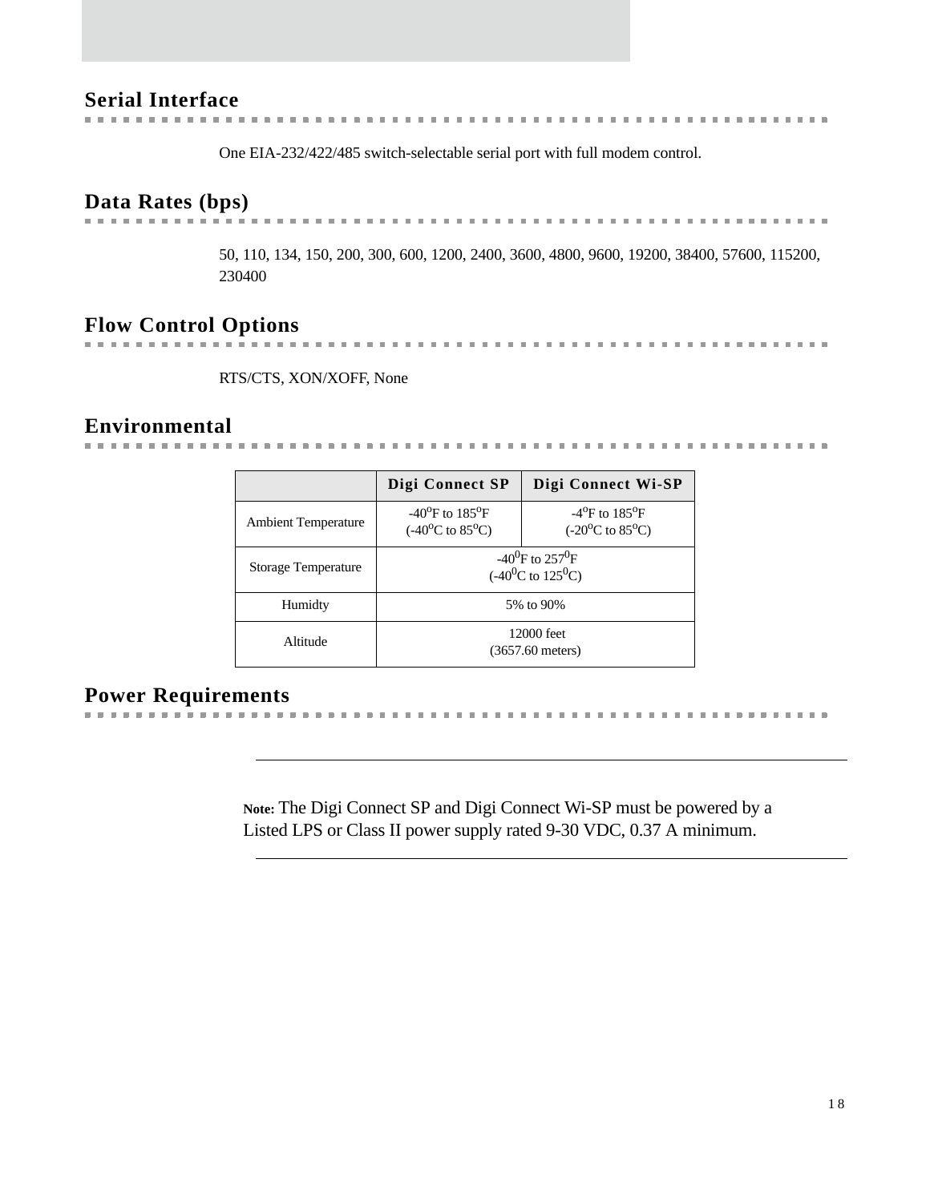## Serial Interface

One EIA-232/422/485 switch-selectable serial port with full modem control.

## Data Rates (bps)

50, 110, 134, 150, 200, 300, 600, 1200, 2400, 3600, 4800, 9600, 19200, 38400, 57600, 115200, 230400

## Flow Control Options

RTS/CTS, XON/XOFF, None

## Environmental

| | Digi Connect SP | Digi Connect Wi-SP |
|---|---|---|
| Ambient Temperature | -40$^{o}$F to 185$^{o}$F<br>(-40$^{o}$C to 85$^{o}$C) | -4$^{o}$F to 185$^{o}$F<br>(-20$^{o}$C to 85$^{o}$C) |
| Storage Temperature | -40$^{0}$F to 257$^{0}$F<br>(-40$^{0}$C to 125$^{0}$C) | |
| Humidty | 5% to 90% | |
| Altitude | 12000 feet<br>(3657.60 meters) | |

## Power Requirements

---

**Note:** The Digi Connect SP and Digi Connect Wi-SP must be powered by a Listed LPS or Class II power supply rated 9-30 VDC, 0.37 A minimum.

---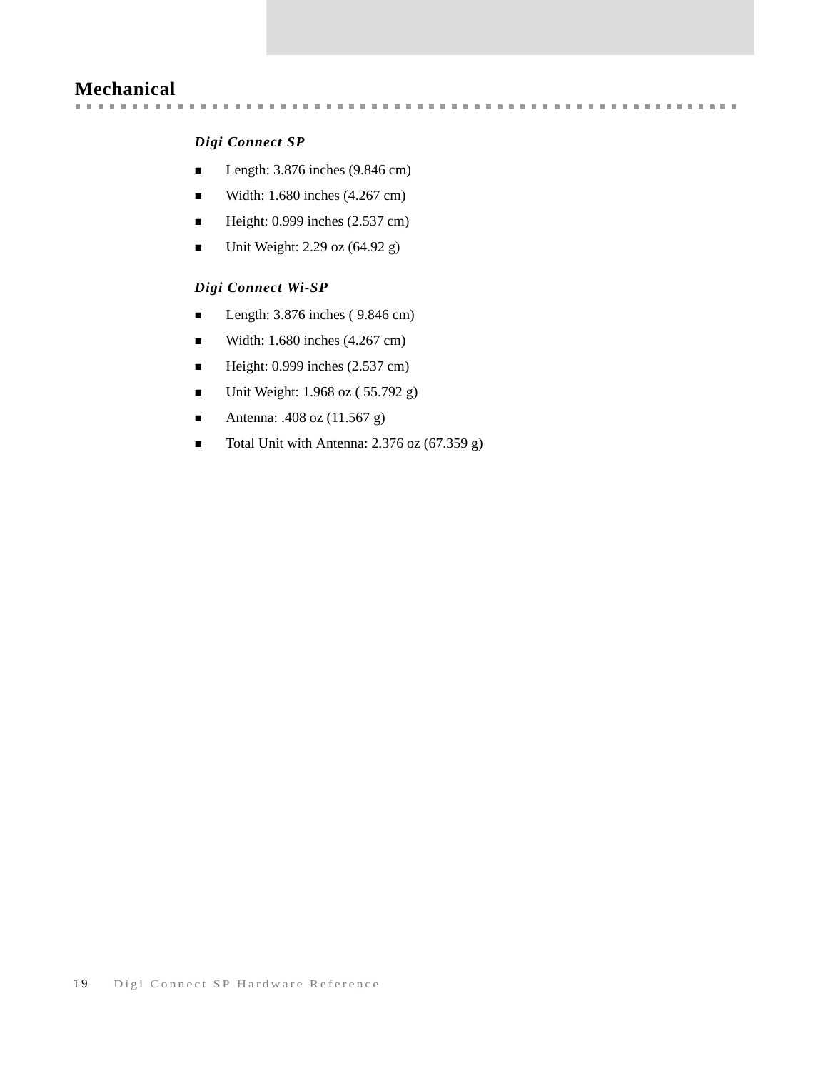## Mechanical

### *Digi Connect SP*

- Length: 3.876 inches (9.846 cm)
- Width: 1.680 inches (4.267 cm)
- Height: 0.999 inches (2.537 cm)
- Unit Weight: 2.29 oz (64.92 g)

### *Digi Connect Wi-SP*

- Length: 3.876 inches ( 9.846 cm)
- Width: 1.680 inches (4.267 cm)
- Height: 0.999 inches (2.537 cm)
- Unit Weight: 1.968 oz ( 55.792 g)
- Antenna: .408 oz (11.567 g)
- Total Unit with Antenna: 2.376 oz (67.359 g)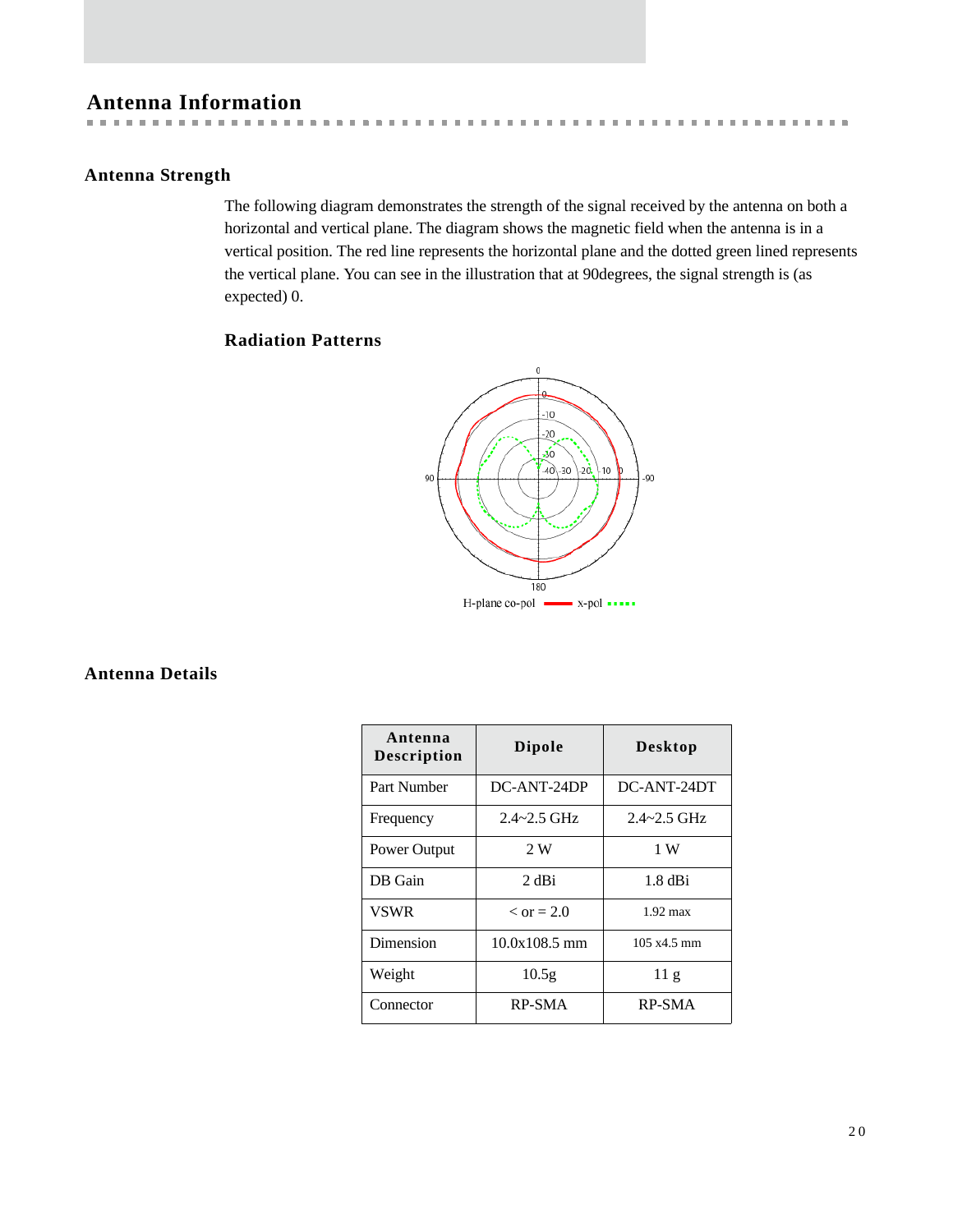# Antenna Information

## Antenna Strength

The following diagram demonstrates the strength of the signal received by the antenna on both a horizontal and vertical plane. The diagram shows the magnetic field when the antenna is in a vertical position. The red line represents the horizontal plane and the dotted green lined represents the vertical plane. You can see in the illustration that at 90degrees, the signal strength is (as expected) 0.

### Radiation Patterns

H-plane co-pol x-pol

## Antenna Details

| Antenna Description | Dipole | Desktop |
|---|---|---|
| Part Number | DC-ANT-24DP | DC-ANT-24DT |
| Frequency | 2.4~2.5 GHz | 2.4~2.5 GHz |
| Power Output | 2 W | 1 W |
| DB Gain | 2 dBi | 1.8 dBi |
| VSWR | < or = 2.0 | 1.92 max |
| Dimension | 10.0x108.5 mm | 105 x4.5 mm |
| Weight | 10.5g | 11 g |
| Connector | RP-SMA | RP-SMA |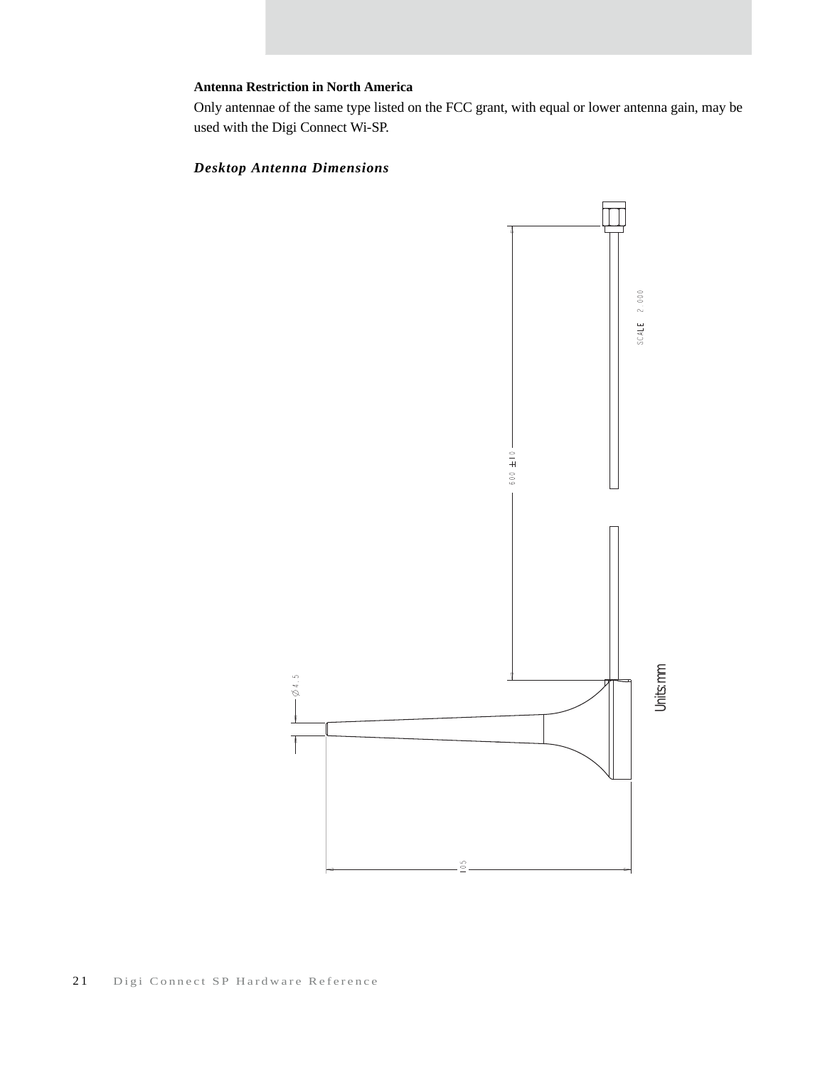**Antenna Restriction in North America**

Only antennae of the same type listed on the FCC grant, with equal or lower antenna gain, may be used with the Digi Connect Wi-SP.

### *Desktop Antenna Dimensions*

SCALE 2.000

600 ±10

∅4.5

105

Units: mm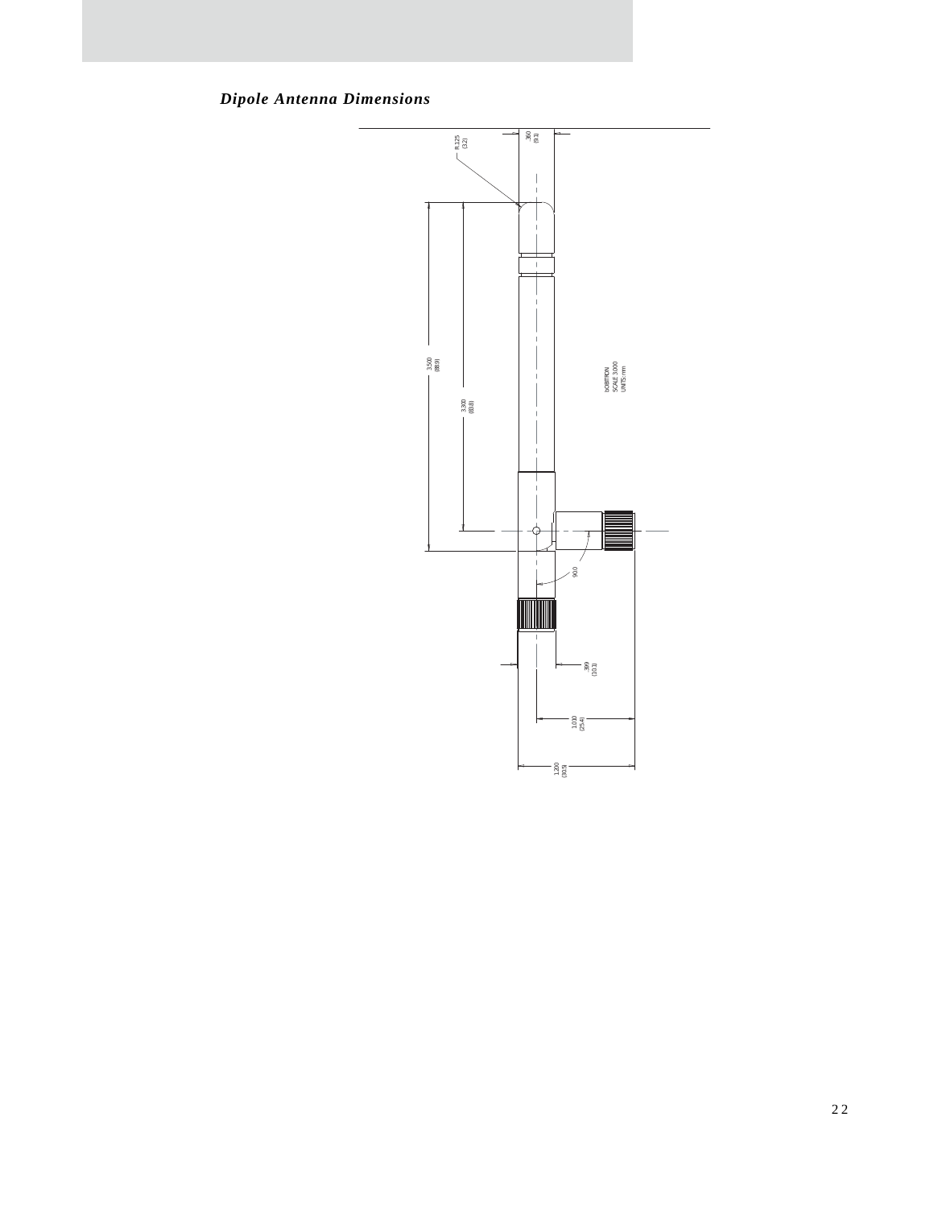### *Dipole Antenna Dimensions*

R.125
(3.2)

.360
(9.1)

3.500
(88.9)

3.300
(83.8)

bOBITRON
SCALE 3.000
UNITS: mm

90.0

.399
(10.1)

1.000
(25.4)

1.200
(30.5)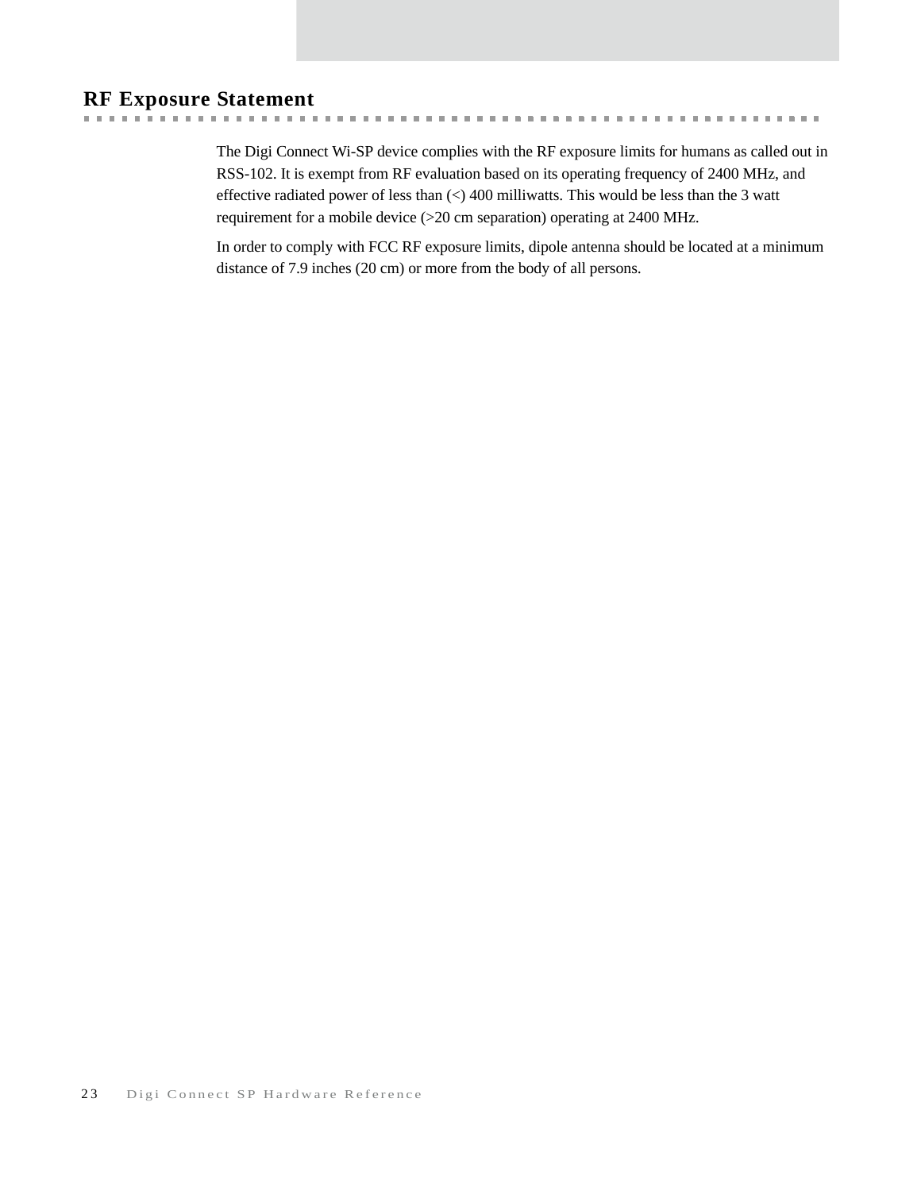## RF Exposure Statement

The Digi Connect Wi-SP device complies with the RF exposure limits for humans as called out in RSS-102. It is exempt from RF evaluation based on its operating frequency of 2400 MHz, and effective radiated power of less than (<) 400 milliwatts. This would be less than the 3 watt requirement for a mobile device (>20 cm separation) operating at 2400 MHz.

In order to comply with FCC RF exposure limits, dipole antenna should be located at a minimum distance of 7.9 inches (20 cm) or more from the body of all persons.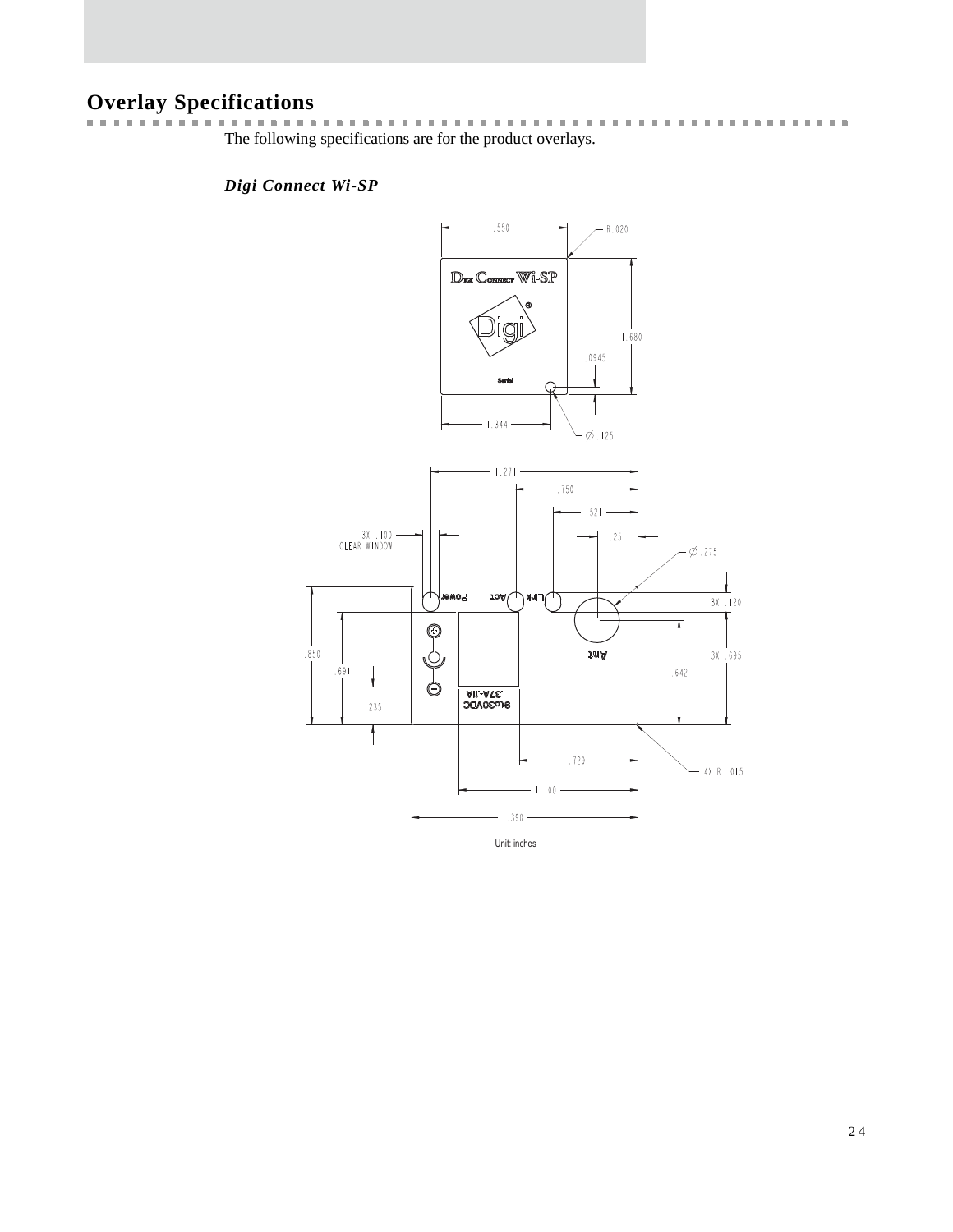## Overlay Specifications

The following specifications are for the product overlays.

### *Digi Connect Wi-SP*

Unit: inches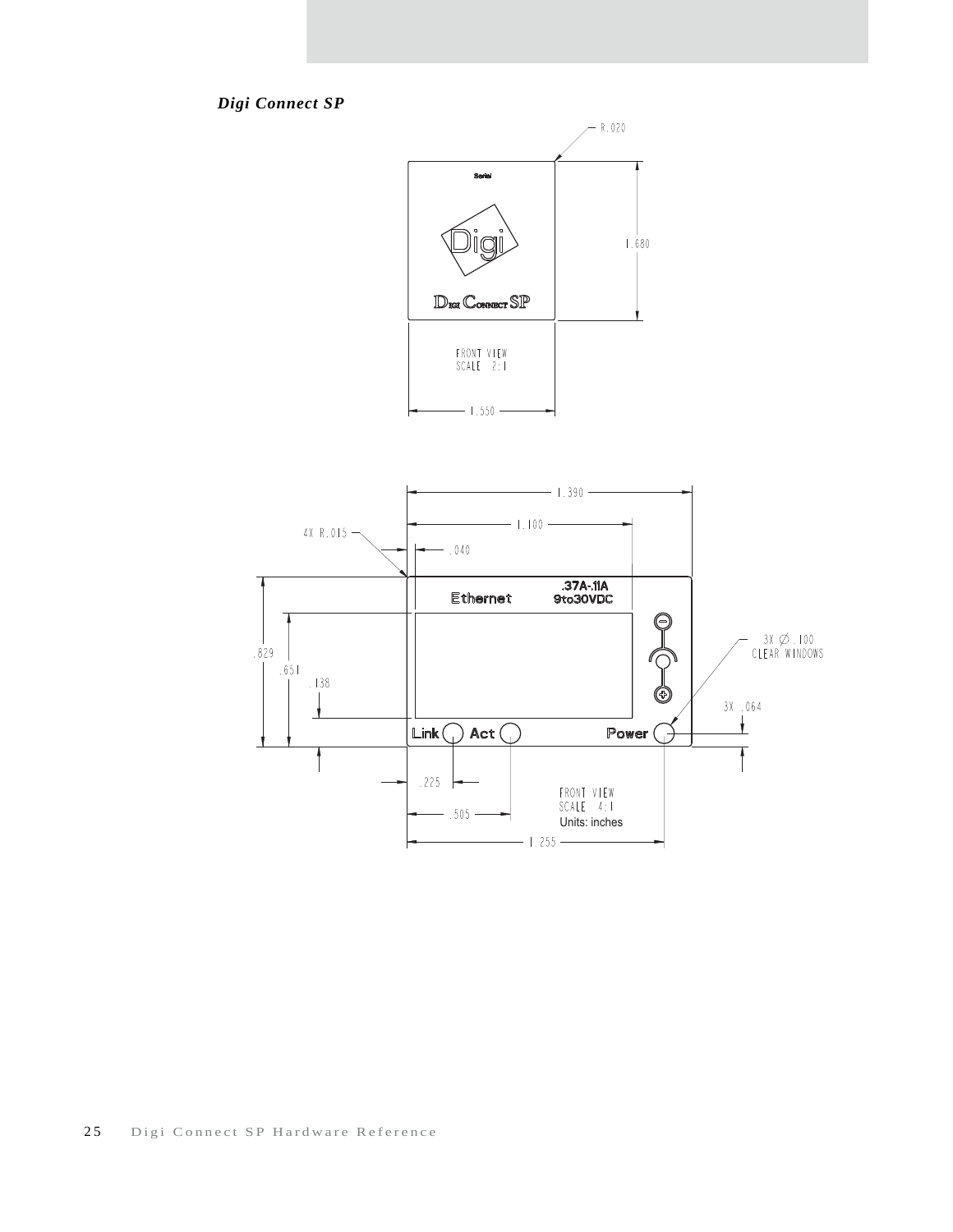*Digi Connect SP*

R.020

Serial

Digi

DIGI CONNECT SP

1.680

FRONT VIEW
SCALE 2:1

1.550

1.390

1.100

4X R.015

.040

.37A-.11A
9to30VDC

Ethernet

3X ∅ .100
CLEAR WINDOWS

.829

.651

.138

3X .064

Link Act Power

.225

.505

FRONT VIEW
SCALE 4:1
Units: inches

1.255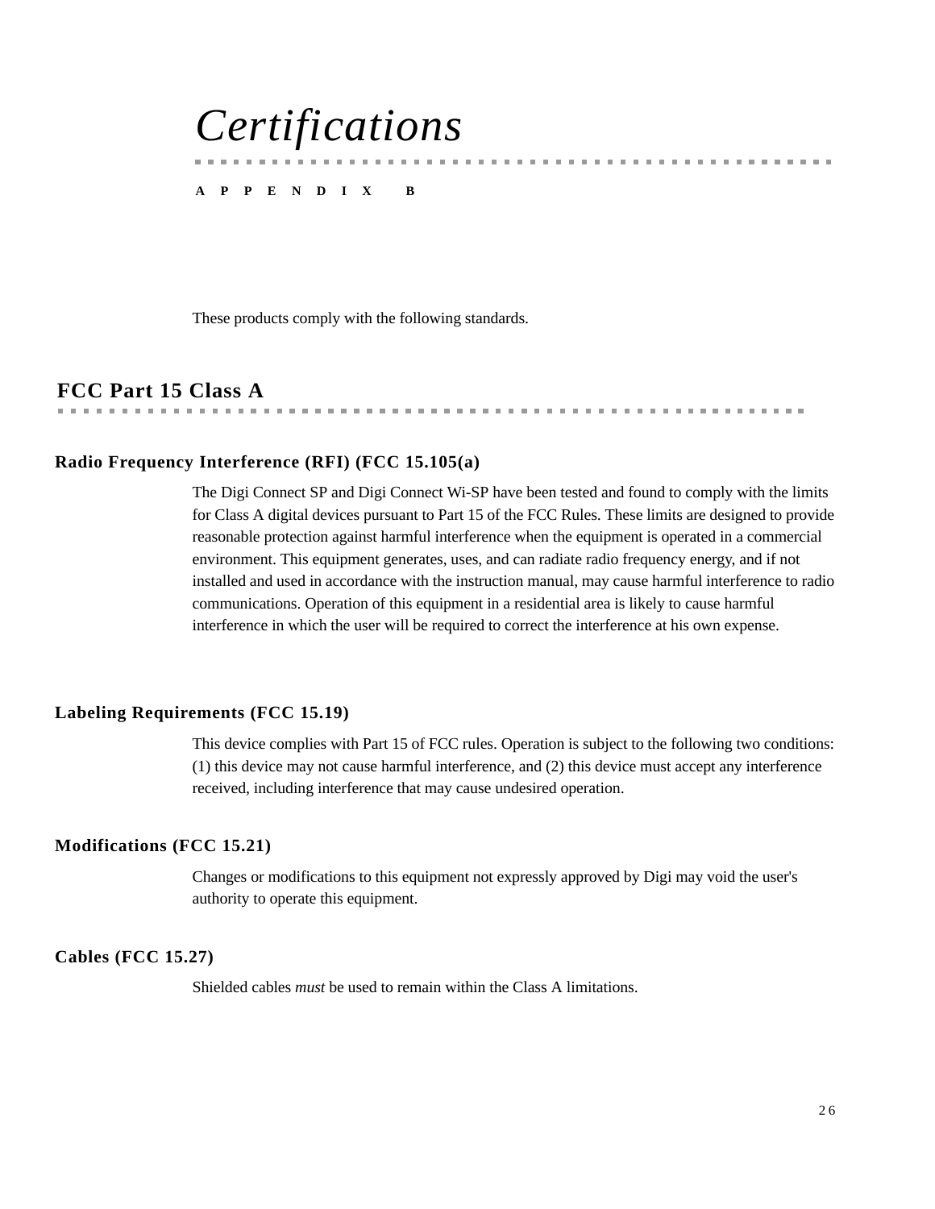# Certifications

**APPENDIX B**

These products comply with the following standards.

## FCC Part 15 Class A

### Radio Frequency Interference (RFI) (FCC 15.105(a)

The Digi Connect SP and Digi Connect Wi-SP have been tested and found to comply with the limits for Class A digital devices pursuant to Part 15 of the FCC Rules. These limits are designed to provide reasonable protection against harmful interference when the equipment is operated in a commercial environment. This equipment generates, uses, and can radiate radio frequency energy, and if not installed and used in accordance with the instruction manual, may cause harmful interference to radio communications. Operation of this equipment in a residential area is likely to cause harmful interference in which the user will be required to correct the interference at his own expense.

### Labeling Requirements (FCC 15.19)

This device complies with Part 15 of FCC rules. Operation is subject to the following two conditions: (1) this device may not cause harmful interference, and (2) this device must accept any interference received, including interference that may cause undesired operation.

### Modifications (FCC 15.21)

Changes or modifications to this equipment not expressly approved by Digi may void the user's authority to operate this equipment.

### Cables (FCC 15.27)

Shielded cables *must* be used to remain within the Class A limitations.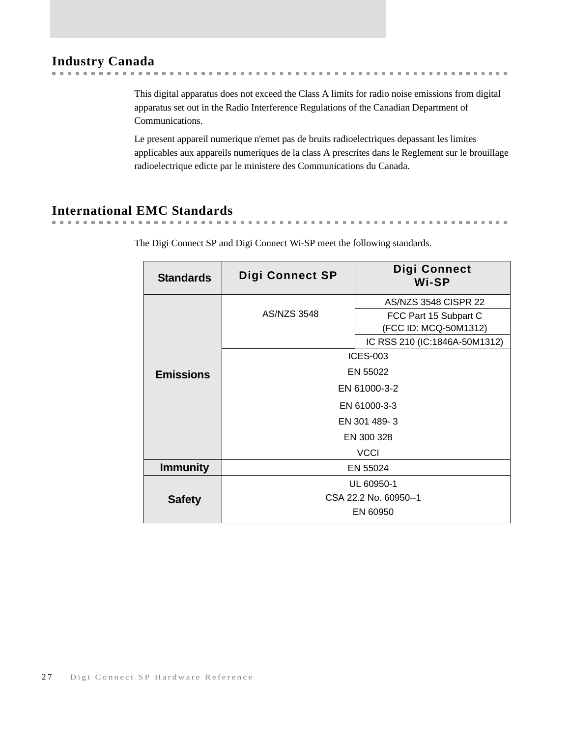## Industry Canada

This digital apparatus does not exceed the Class A limits for radio noise emissions from digital apparatus set out in the Radio Interference Regulations of the Canadian Department of Communications.

Le present appareil numerique n'emet pas de bruits radioelectriques depassant les limites applicables aux appareils numeriques de la class A prescrites dans le Reglement sur le brouillage radioelectrique edicte par le ministere des Communications du Canada.

## International EMC Standards

The Digi Connect SP and Digi Connect Wi-SP meet the following standards.

| Standards | Digi Connect SP | Digi Connect Wi-SP |
|---|---|---|
| Emissions | AS/NZS 3548 | AS/NZS 3548 CISPR 22 |
| | | FCC Part 15 Subpart C (FCC ID: MCQ-50M1312) |
| | | IC RSS 210 (IC:1846A-50M1312) |
| | ICES-003 | ICES-003 |
| | EN 55022 | EN 55022 |
| | EN 61000-3-2 | EN 61000-3-2 |
| | EN 61000-3-3 | EN 61000-3-3 |
| | EN 301 489- 3 | EN 301 489- 3 |
| | EN 300 328 | EN 300 328 |
| | VCCI | VCCI |
| Immunity | EN 55024 | EN 55024 |
| Safety | UL 60950-1 | UL 60950-1 |
| | CSA 22.2 No. 60950--1 | CSA 22.2 No. 60950--1 |
| | EN 60950 | EN 60950 |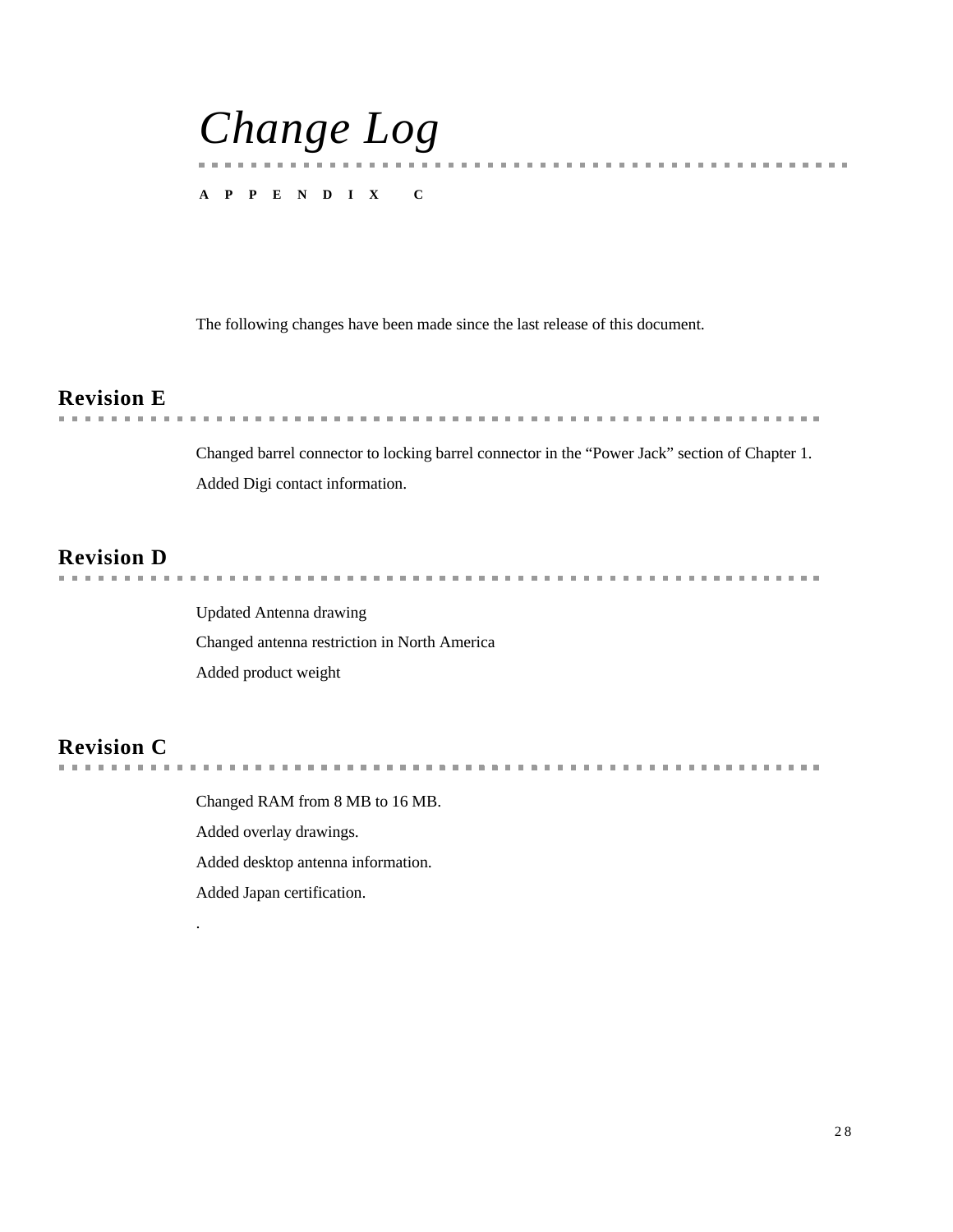# *Change Log*

**A P P E N D I X C**

The following changes have been made since the last release of this document.

## Revision E

Changed barrel connector to locking barrel connector in the “Power Jack” section of Chapter 1.

Added Digi contact information.

## Revision D

Updated Antenna drawing

Changed antenna restriction in North America

Added product weight

## Revision C

Changed RAM from 8 MB to 16 MB.

Added overlay drawings.

Added desktop antenna information.

Added Japan certification.

.